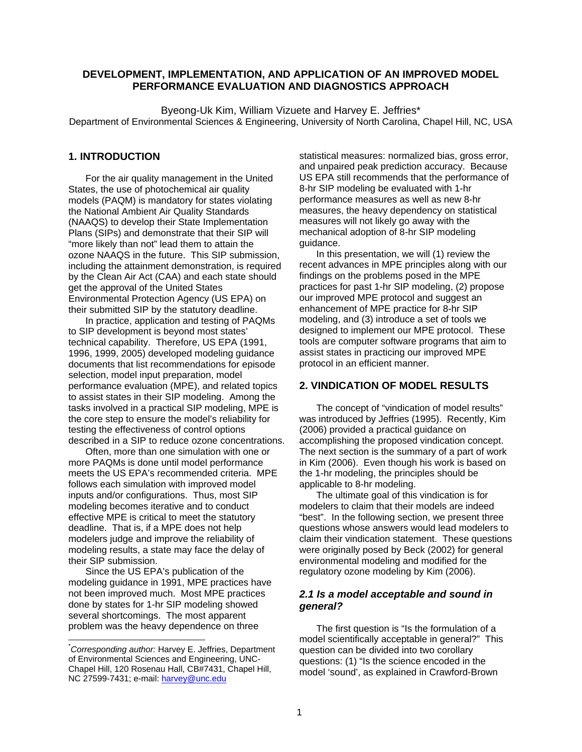# DEVELOPMENT, IMPLEMENTATION, AND APPLICATION OF AN IMPROVED MODEL PERFORMANCE EVALUATION AND DIAGNOSTICS APPROACH

Byeong-Uk Kim, William Vizuete and Harvey E. Jeffries*

Department of Environmental Sciences & Engineering, University of North Carolina, Chapel Hill, NC, USA

## 1. INTRODUCTION

For the air quality management in the United States, the use of photochemical air quality models (PAQM) is mandatory for states violating the National Ambient Air Quality Standards (NAAQS) to develop their State Implementation Plans (SIPs) and demonstrate that their SIP will "more likely than not" lead them to attain the ozone NAAQS in the future. This SIP submission, including the attainment demonstration, is required by the Clean Air Act (CAA) and each state should get the approval of the United States Environmental Protection Agency (US EPA) on their submitted SIP by the statutory deadline.

In practice, application and testing of PAQMs to SIP development is beyond most states' technical capability. Therefore, US EPA (1991, 1996, 1999, 2005) developed modeling guidance documents that list recommendations for episode selection, model input preparation, model performance evaluation (MPE), and related topics to assist states in their SIP modeling. Among the tasks involved in a practical SIP modeling, MPE is the core step to ensure the model's reliability for testing the effectiveness of control options described in a SIP to reduce ozone concentrations.

Often, more than one simulation with one or more PAQMs is done until model performance meets the US EPA's recommended criteria. MPE follows each simulation with improved model inputs and/or configurations. Thus, most SIP modeling becomes iterative and to conduct effective MPE is critical to meet the statutory deadline. That is, if a MPE does not help modelers judge and improve the reliability of modeling results, a state may face the delay of their SIP submission.

Since the US EPA's publication of the modeling guidance in 1991, MPE practices have not been improved much. Most MPE practices done by states for 1-hr SIP modeling showed several shortcomings. The most apparent problem was the heavy dependence on three statistical measures: normalized bias, gross error, and unpaired peak prediction accuracy. Because US EPA still recommends that the performance of 8-hr SIP modeling be evaluated with 1-hr performance measures as well as new 8-hr measures, the heavy dependency on statistical measures will not likely go away with the mechanical adoption of 8-hr SIP modeling guidance.

In this presentation, we will (1) review the recent advances in MPE principles along with our findings on the problems posed in the MPE practices for past 1-hr SIP modeling, (2) propose our improved MPE protocol and suggest an enhancement of MPE practice for 8-hr SIP modeling, and (3) introduce a set of tools we designed to implement our MPE protocol. These tools are computer software programs that aim to assist states in practicing our improved MPE protocol in an efficient manner.

## 2. VINDICATION OF MODEL RESULTS

The concept of "vindication of model results" was introduced by Jeffries (1995). Recently, Kim (2006) provided a practical guidance on accomplishing the proposed vindication concept. The next section is the summary of a part of work in Kim (2006). Even though his work is based on the 1-hr modeling, the principles should be applicable to 8-hr modeling.

The ultimate goal of this vindication is for modelers to claim that their models are indeed "best". In the following section, we present three questions whose answers would lead modelers to claim their vindication statement. These questions were originally posed by Beck (2002) for general environmental modeling and modified for the regulatory ozone modeling by Kim (2006).

### *2.1 Is a model acceptable and sound in general?*

The first question is "Is the formulation of a model scientifically acceptable in general?" This question can be divided into two corollary questions: (1) "Is the science encoded in the model 'sound', as explained in Crawford-Brown

---

*\*Corresponding author:* Harvey E. Jeffries, Department of Environmental Sciences and Engineering, UNC-Chapel Hill, 120 Rosenau Hall, CB#7431, Chapel Hill, NC 27599-7431; e-mail: harvey@unc.edu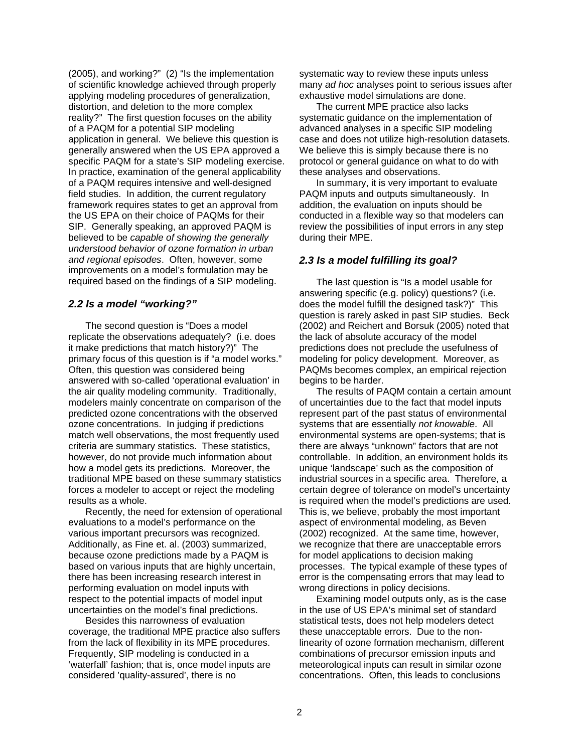(2005), and working?" (2) "Is the implementation of scientific knowledge achieved through properly applying modeling procedures of generalization, distortion, and deletion to the more complex reality?" The first question focuses on the ability of a PAQM for a potential SIP modeling application in general. We believe this question is generally answered when the US EPA approved a specific PAQM for a state's SIP modeling exercise. In practice, examination of the general applicability of a PAQM requires intensive and well-designed field studies. In addition, the current regulatory framework requires states to get an approval from the US EPA on their choice of PAQMs for their SIP. Generally speaking, an approved PAQM is believed to be *capable of showing the generally understood behavior of ozone formation in urban and regional episodes*. Often, however, some improvements on a model's formulation may be required based on the findings of a SIP modeling.

### *2.2 Is a model "working?"*

The second question is "Does a model replicate the observations adequately? (i.e. does it make predictions that match history?)" The primary focus of this question is if "a model works." Often, this question was considered being answered with so-called 'operational evaluation' in the air quality modeling community. Traditionally, modelers mainly concentrate on comparison of the predicted ozone concentrations with the observed ozone concentrations. In judging if predictions match well observations, the most frequently used criteria are summary statistics. These statistics, however, do not provide much information about how a model gets its predictions. Moreover, the traditional MPE based on these summary statistics forces a modeler to accept or reject the modeling results as a whole.

Recently, the need for extension of operational evaluations to a model's performance on the various important precursors was recognized. Additionally, as Fine et. al. (2003) summarized, because ozone predictions made by a PAQM is based on various inputs that are highly uncertain, there has been increasing research interest in performing evaluation on model inputs with respect to the potential impacts of model input uncertainties on the model's final predictions.

Besides this narrowness of evaluation coverage, the traditional MPE practice also suffers from the lack of flexibility in its MPE procedures. Frequently, SIP modeling is conducted in a 'waterfall' fashion; that is, once model inputs are considered 'quality-assured', there is no systematic way to review these inputs unless many *ad hoc* analyses point to serious issues after exhaustive model simulations are done.

The current MPE practice also lacks systematic guidance on the implementation of advanced analyses in a specific SIP modeling case and does not utilize high-resolution datasets. We believe this is simply because there is no protocol or general guidance on what to do with these analyses and observations.

In summary, it is very important to evaluate PAQM inputs and outputs simultaneously. In addition, the evaluation on inputs should be conducted in a flexible way so that modelers can review the possibilities of input errors in any step during their MPE.

### *2.3 Is a model fulfilling its goal?*

The last question is "Is a model usable for answering specific (e.g. policy) questions? (i.e. does the model fulfill the designed task?)" This question is rarely asked in past SIP studies. Beck (2002) and Reichert and Borsuk (2005) noted that the lack of absolute accuracy of the model predictions does not preclude the usefulness of modeling for policy development. Moreover, as PAQMs becomes complex, an empirical rejection begins to be harder.

The results of PAQM contain a certain amount of uncertainties due to the fact that model inputs represent part of the past status of environmental systems that are essentially *not knowable*. All environmental systems are open-systems; that is there are always "unknown" factors that are not controllable. In addition, an environment holds its unique 'landscape' such as the composition of industrial sources in a specific area. Therefore, a certain degree of tolerance on model's uncertainty is required when the model's predictions are used. This is, we believe, probably the most important aspect of environmental modeling, as Beven (2002) recognized. At the same time, however, we recognize that there are unacceptable errors for model applications to decision making processes. The typical example of these types of error is the compensating errors that may lead to wrong directions in policy decisions.

Examining model outputs only, as is the case in the use of US EPA's minimal set of standard statistical tests, does not help modelers detect these unacceptable errors. Due to the non-linearity of ozone formation mechanism, different combinations of precursor emission inputs and meteorological inputs can result in similar ozone concentrations. Often, this leads to conclusions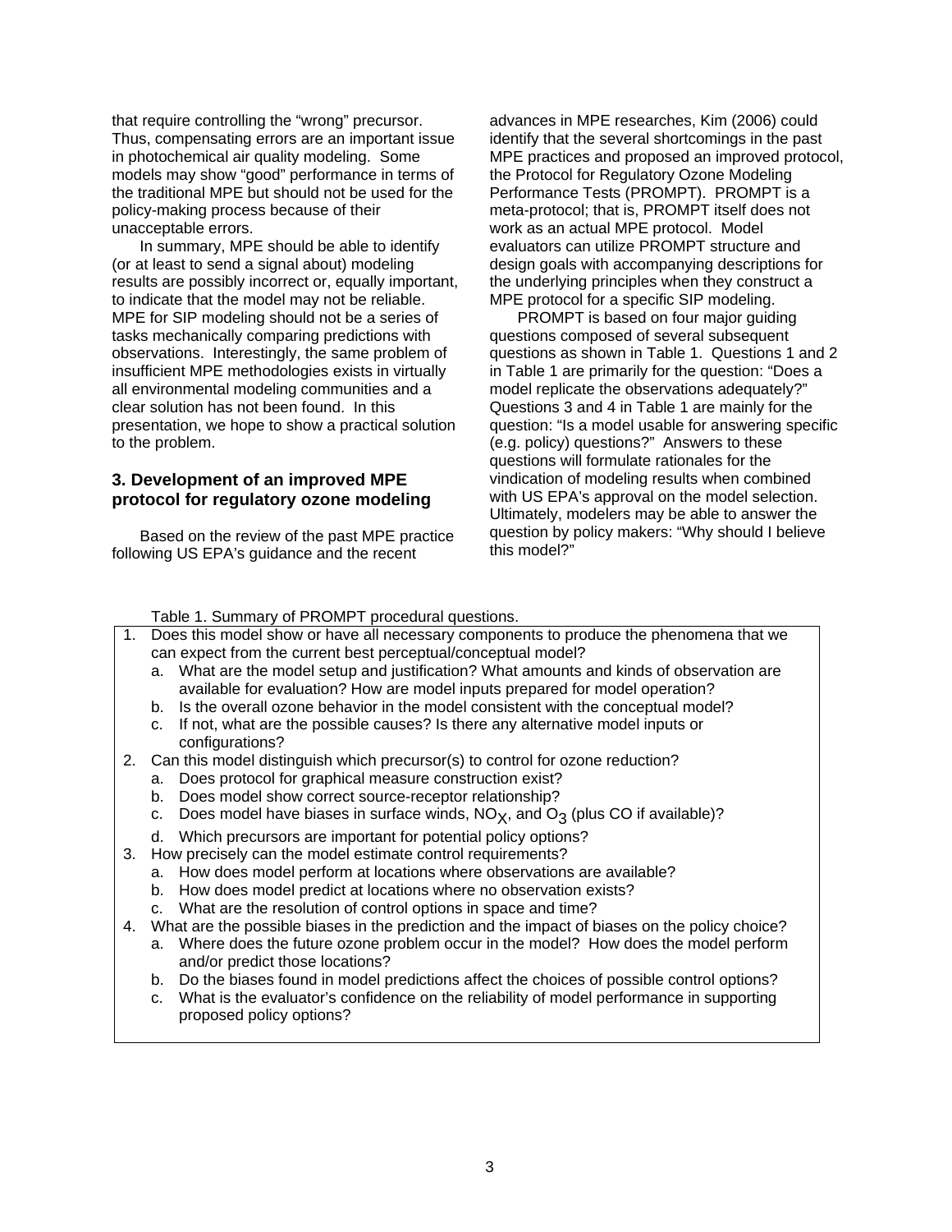that require controlling the "wrong" precursor. Thus, compensating errors are an important issue in photochemical air quality modeling. Some models may show "good" performance in terms of the traditional MPE but should not be used for the policy-making process because of their unacceptable errors.

In summary, MPE should be able to identify (or at least to send a signal about) modeling results are possibly incorrect or, equally important, to indicate that the model may not be reliable. MPE for SIP modeling should not be a series of tasks mechanically comparing predictions with observations. Interestingly, the same problem of insufficient MPE methodologies exists in virtually all environmental modeling communities and a clear solution has not been found. In this presentation, we hope to show a practical solution to the problem.

## 3. Development of an improved MPE protocol for regulatory ozone modeling

Based on the review of the past MPE practice following US EPA's guidance and the recent advances in MPE researches, Kim (2006) could identify that the several shortcomings in the past MPE practices and proposed an improved protocol, the Protocol for Regulatory Ozone Modeling Performance Tests (PROMPT). PROMPT is a meta-protocol; that is, PROMPT itself does not work as an actual MPE protocol. Model evaluators can utilize PROMPT structure and design goals with accompanying descriptions for the underlying principles when they construct a MPE protocol for a specific SIP modeling.

PROMPT is based on four major guiding questions composed of several subsequent questions as shown in Table 1. Questions 1 and 2 in Table 1 are primarily for the question: "Does a model replicate the observations adequately?" Questions 3 and 4 in Table 1 are mainly for the question: "Is a model usable for answering specific (e.g. policy) questions?" Answers to these questions will formulate rationales for the vindication of modeling results when combined with US EPA's approval on the model selection. Ultimately, modelers may be able to answer the question by policy makers: "Why should I believe this model?"

Table 1. Summary of PROMPT procedural questions.

1. Does this model show or have all necessary components to produce the phenomena that we can expect from the current best perceptual/conceptual model?
   a. What are the model setup and justification? What amounts and kinds of observation are available for evaluation? How are model inputs prepared for model operation?
   b. Is the overall ozone behavior in the model consistent with the conceptual model?
   c. If not, what are the possible causes? Is there any alternative model inputs or configurations?
2. Can this model distinguish which precursor(s) to control for ozone reduction?
   a. Does protocol for graphical measure construction exist?
   b. Does model show correct source-receptor relationship?
   c. Does model have biases in surface winds, $NO_X$, and $O_3$ (plus CO if available)?
   d. Which precursors are important for potential policy options?
3. How precisely can the model estimate control requirements?
   a. How does model perform at locations where observations are available?
   b. How does model predict at locations where no observation exists?
   c. What are the resolution of control options in space and time?
4. What are the possible biases in the prediction and the impact of biases on the policy choice?
   a. Where does the future ozone problem occur in the model? How does the model perform and/or predict those locations?
   b. Do the biases found in model predictions affect the choices of possible control options?
   c. What is the evaluator's confidence on the reliability of model performance in supporting proposed policy options?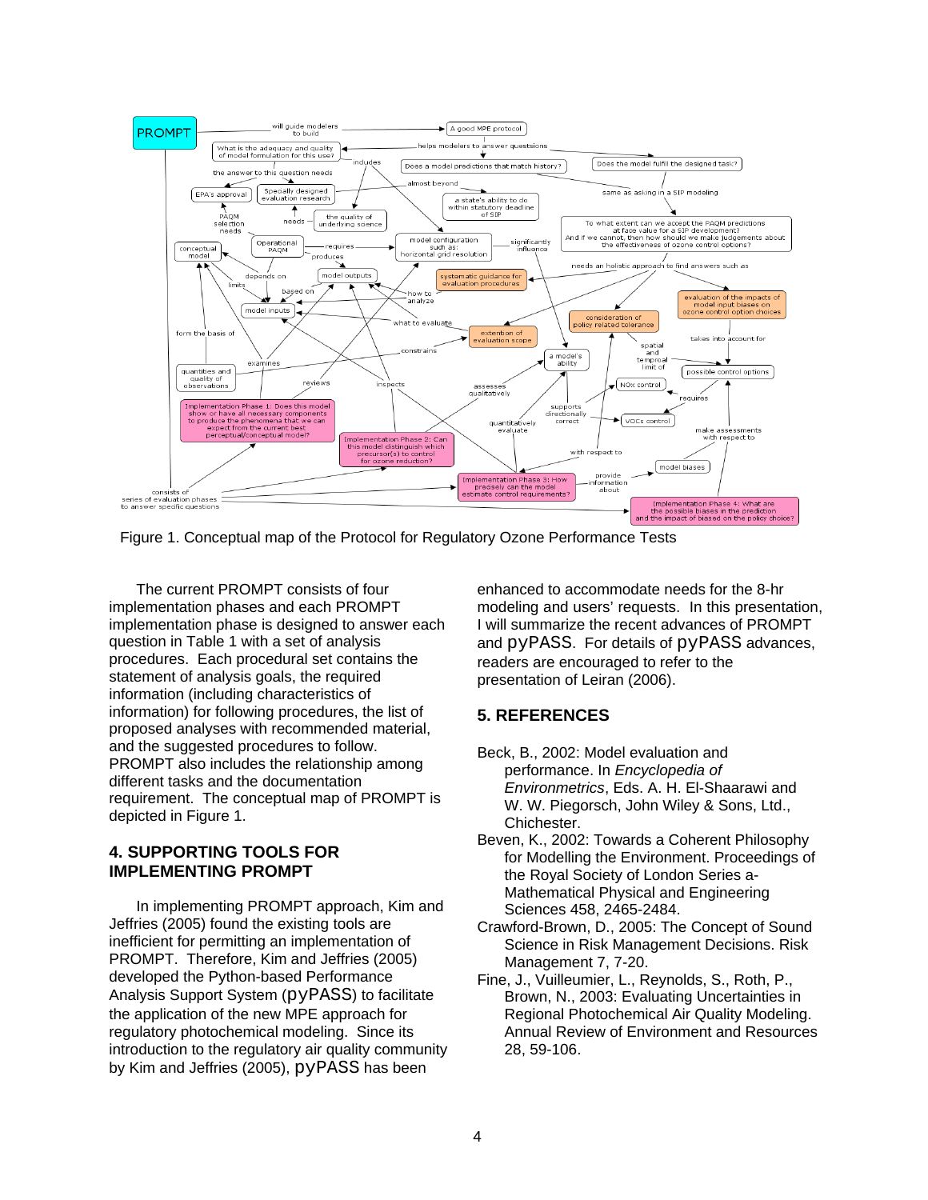Figure 1. Conceptual map of the Protocol for Regulatory Ozone Performance Tests

The current PROMPT consists of four implementation phases and each PROMPT implementation phase is designed to answer each question in Table 1 with a set of analysis procedures. Each procedural set contains the statement of analysis goals, the required information (including characteristics of information) for following procedures, the list of proposed analyses with recommended material, and the suggested procedures to follow. PROMPT also includes the relationship among different tasks and the documentation requirement. The conceptual map of PROMPT is depicted in Figure 1.

## 4. SUPPORTING TOOLS FOR IMPLEMENTING PROMPT

In implementing PROMPT approach, Kim and Jeffries (2005) found the existing tools are inefficient for permitting an implementation of PROMPT. Therefore, Kim and Jeffries (2005) developed the Python-based Performance Analysis Support System (pyPASS) to facilitate the application of the new MPE approach for regulatory photochemical modeling. Since its introduction to the regulatory air quality community by Kim and Jeffries (2005), pyPASS has been enhanced to accommodate needs for the 8-hr modeling and users' requests. In this presentation, I will summarize the recent advances of PROMPT and pyPASS. For details of pyPASS advances, readers are encouraged to refer to the presentation of Leiran (2006).

## 5. REFERENCES

Beck, B., 2002: Model evaluation and performance. In *Encyclopedia of Environmetrics*, Eds. A. H. El-Shaarawi and W. W. Piegorsch, John Wiley & Sons, Ltd., Chichester.

Beven, K., 2002: Towards a Coherent Philosophy for Modelling the Environment. Proceedings of the Royal Society of London Series a-Mathematical Physical and Engineering Sciences 458, 2465-2484.

Crawford-Brown, D., 2005: The Concept of Sound Science in Risk Management Decisions. Risk Management 7, 7-20.

Fine, J., Vuilleumier, L., Reynolds, S., Roth, P., Brown, N., 2003: Evaluating Uncertainties in Regional Photochemical Air Quality Modeling. Annual Review of Environment and Resources 28, 59-106.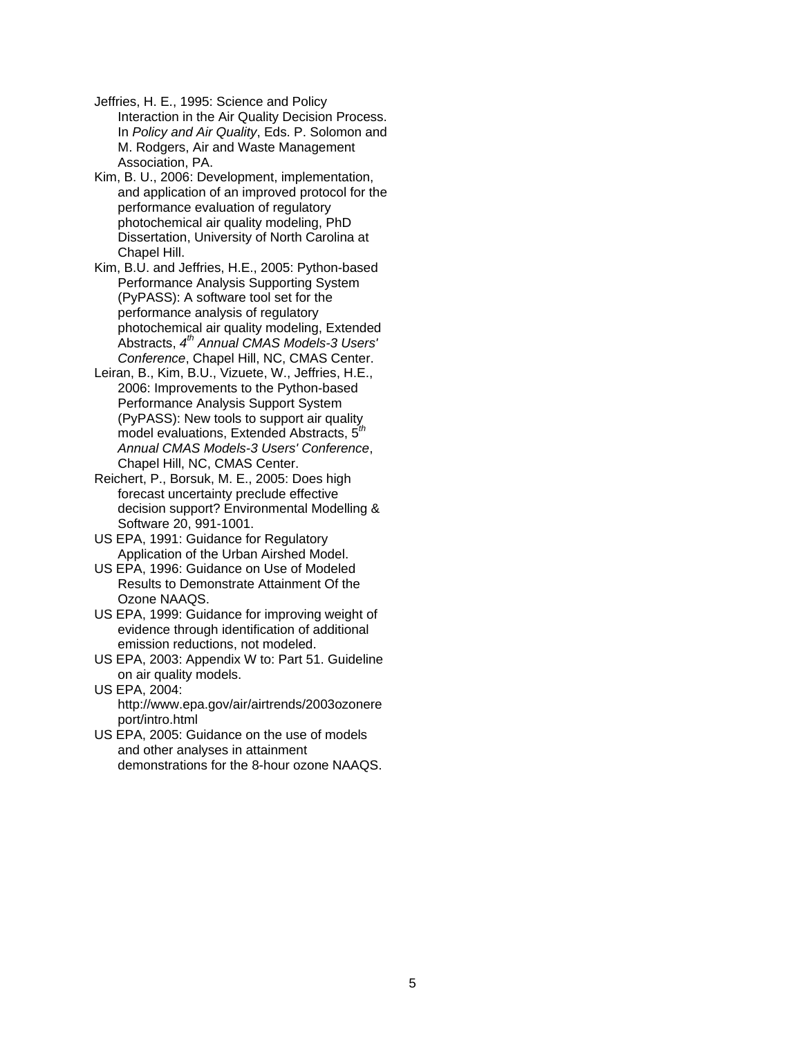Jeffries, H. E., 1995: Science and Policy Interaction in the Air Quality Decision Process. In *Policy and Air Quality*, Eds. P. Solomon and M. Rodgers, Air and Waste Management Association, PA.

Kim, B. U., 2006: Development, implementation, and application of an improved protocol for the performance evaluation of regulatory photochemical air quality modeling, PhD Dissertation, University of North Carolina at Chapel Hill.

Kim, B.U. and Jeffries, H.E., 2005: Python-based Performance Analysis Supporting System (PyPASS): A software tool set for the performance analysis of regulatory photochemical air quality modeling, Extended Abstracts, *4th Annual CMAS Models-3 Users' Conference*, Chapel Hill, NC, CMAS Center.

Leiran, B., Kim, B.U., Vizuete, W., Jeffries, H.E., 2006: Improvements to the Python-based Performance Analysis Support System (PyPASS): New tools to support air quality model evaluations, Extended Abstracts, *5th Annual CMAS Models-3 Users' Conference*, Chapel Hill, NC, CMAS Center.

Reichert, P., Borsuk, M. E., 2005: Does high forecast uncertainty preclude effective decision support? Environmental Modelling & Software 20, 991-1001.

US EPA, 1991: Guidance for Regulatory Application of the Urban Airshed Model.

US EPA, 1996: Guidance on Use of Modeled Results to Demonstrate Attainment Of the Ozone NAAQS.

US EPA, 1999: Guidance for improving weight of evidence through identification of additional emission reductions, not modeled.

US EPA, 2003: Appendix W to: Part 51. Guideline on air quality models.

US EPA, 2004: http://www.epa.gov/air/airtrends/2003ozonereport/intro.html

US EPA, 2005: Guidance on the use of models and other analyses in attainment demonstrations for the 8-hour ozone NAAQS.